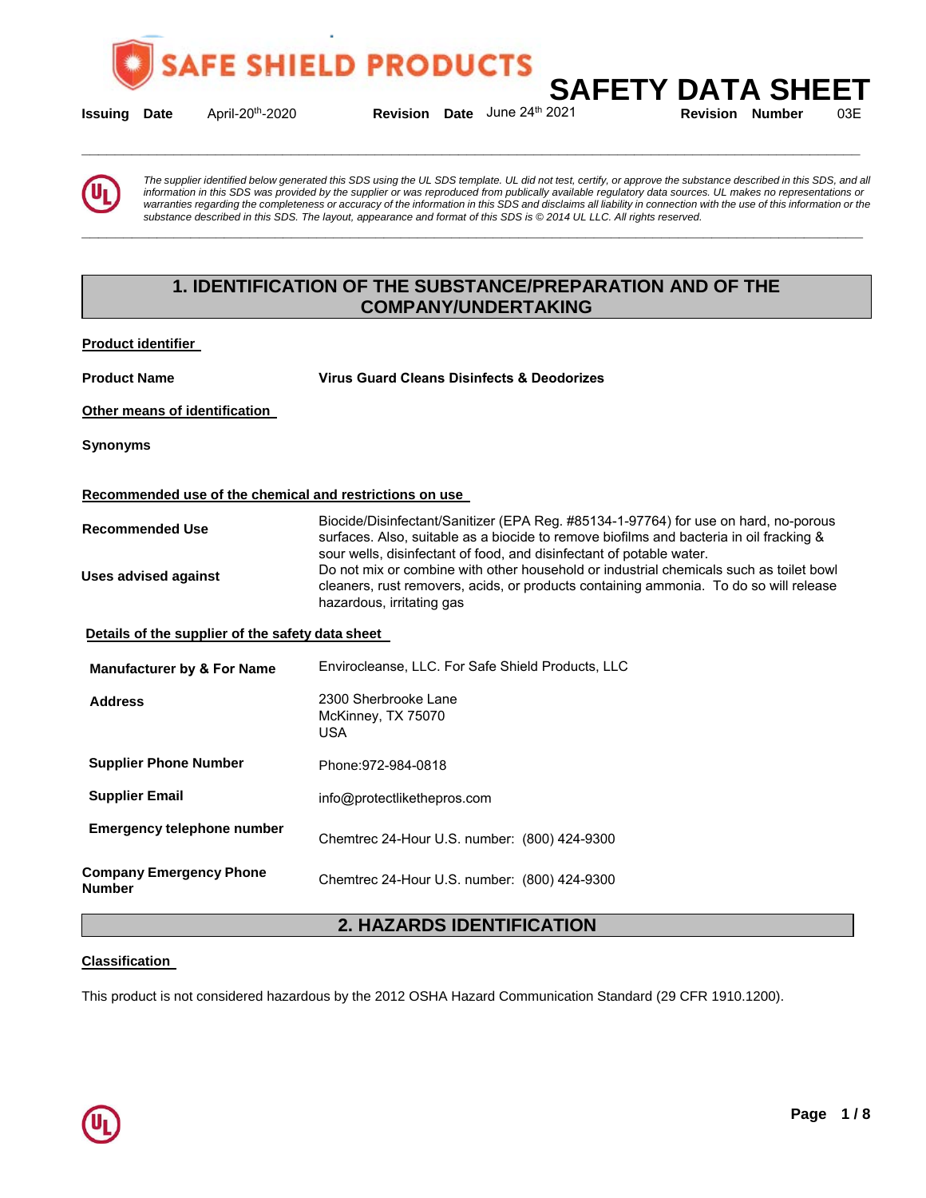SAFE SHIELD PRODUCTS

# SAFETY DATA SHEET

**Issuing Date** April-20th-2020 **Revision Date** June 24th 2021 **Revision Number** 03E

---

*The supplier identified below generated this SDS using the UL SDS template. UL did not test, certify, or approve the substance described in this SDS, and all information in this SDS was provided by the supplier or was reproduced from publically available regulatory data sources. UL makes no representations or warranties regarding the completeness or accuracy of the information in this SDS and disclaims all liability in connection with the use of this information or the substance described in this SDS. The layout, appearance and format of this SDS is © 2014 UL LLC. All rights reserved.*

---

## 1. IDENTIFICATION OF THE SUBSTANCE/PREPARATION AND OF THE COMPANY/UNDERTAKING

**Product identifier**

**Product Name** — **Virus Guard Cleans Disinfects & Deodorizes**

**Other means of identification**

**Synonyms**

**Recommended use of the chemical and restrictions on use**

**Recommended Use** — Biocide/Disinfectant/Sanitizer (EPA Reg. #85134-1-97764) for use on hard, no-porous surfaces. Also, suitable as a biocide to remove biofilms and bacteria in oil fracking & sour wells, disinfectant of food, and disinfectant of potable water.

**Uses advised against** — Do not mix or combine with other household or industrial chemicals such as toilet bowl cleaners, rust removers, acids, or products containing ammonia. To do so will release hazardous, irritating gas

**Details of the supplier of the safety data sheet**

**Manufacturer by & For Name** — Envirocleanse, LLC. For Safe Shield Products, LLC

**Address** — 2300 Sherbrooke Lane
McKinney, TX 75070
USA

**Supplier Phone Number** — Phone:972-984-0818

**Supplier Email** — info@protectlikethepros.com

**Emergency telephone number** — Chemtrec 24-Hour U.S. number: (800) 424-9300

**Company Emergency Phone Number** — Chemtrec 24-Hour U.S. number: (800) 424-9300

## 2. HAZARDS IDENTIFICATION

**Classification**

This product is not considered hazardous by the 2012 OSHA Hazard Communication Standard (29 CFR 1910.1200).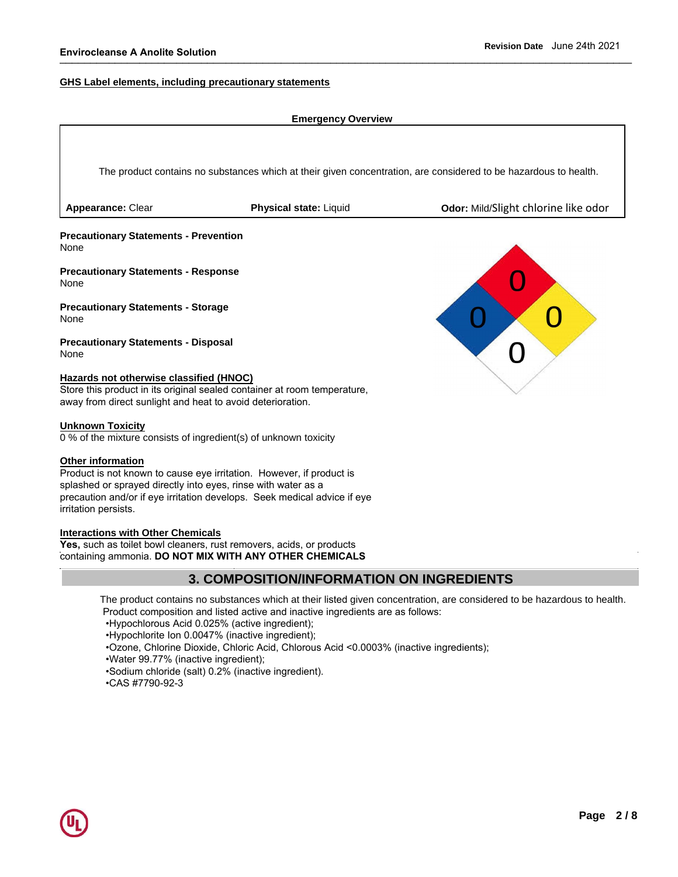### GHS Label elements, including precautionary statements

**Emergency Overview**

The product contains no substances which at their given concentration, are considered to be hazardous to health.

**Appearance:** Clear | **Physical state:** Liquid | **Odor:** Mild/Slight chlorine like odor

**Precautionary Statements - Prevention**
None

**Precautionary Statements - Response**
None

**Precautionary Statements - Storage**
None

**Precautionary Statements - Disposal**
None

NFPA: Health 0, Flammability 0, Instability 0, Special 0

### Hazards not otherwise classified (HNOC)

Store this product in its original sealed container at room temperature, away from direct sunlight and heat to avoid deterioration.

### Unknown Toxicity

0 % of the mixture consists of ingredient(s) of unknown toxicity

### Other information

Product is not known to cause eye irritation. However, if product is splashed or sprayed directly into eyes, rinse with water as a precaution and/or if eye irritation develops. Seek medical advice if eye irritation persists.

### Interactions with Other Chemicals

**Yes,** such as toilet bowl cleaners, rust removers, acids, or products containing ammonia. **DO NOT MIX WITH ANY OTHER CHEMICALS**

## 3. COMPOSITION/INFORMATION ON INGREDIENTS

The product contains no substances which at their listed given concentration, are considered to be hazardous to health. Product composition and listed active and inactive ingredients are as follows:

- Hypochlorous Acid 0.025% (active ingredient);
- Hypochlorite Ion 0.0047% (inactive ingredient);
- Ozone, Chlorine Dioxide, Chloric Acid, Chlorous Acid <0.0003% (inactive ingredients);
- Water 99.77% (inactive ingredient);
- Sodium chloride (salt) 0.2% (inactive ingredient).
- CAS #7790-92-3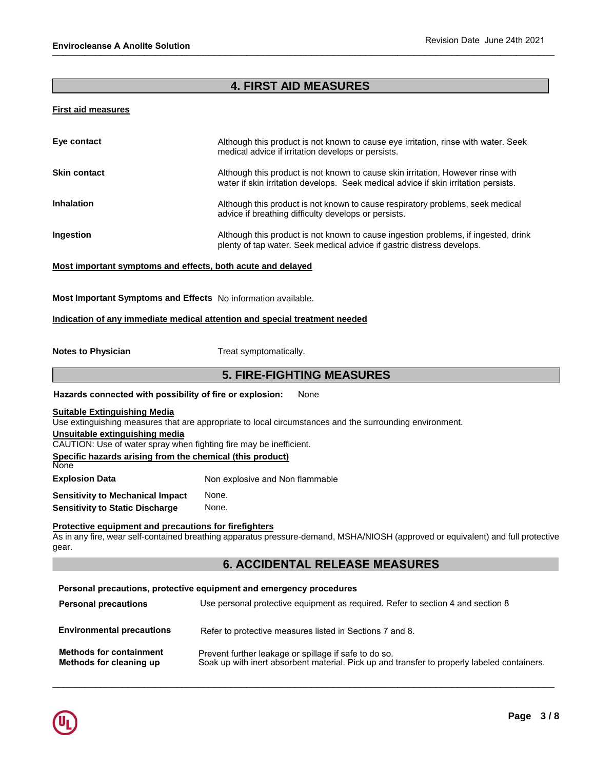## 4. FIRST AID MEASURES

**First aid measures**

| | |
|---|---|
| **Eye contact** | Although this product is not known to cause eye irritation, rinse with water. Seek medical advice if irritation develops or persists. |
| **Skin contact** | Although this product is not known to cause skin irritation, However rinse with water if skin irritation develops. Seek medical advice if skin irritation persists. |
| **Inhalation** | Although this product is not known to cause respiratory problems, seek medical advice if breathing difficulty develops or persists. |
| **Ingestion** | Although this product is not known to cause ingestion problems, if ingested, drink plenty of tap water. Seek medical advice if gastric distress develops. |

**Most important symptoms and effects, both acute and delayed**

**Most Important Symptoms and Effects** No information available.

**Indication of any immediate medical attention and special treatment needed**

**Notes to Physician** Treat symptomatically.

## 5. FIRE-FIGHTING MEASURES

**Hazards connected with possibility of fire or explosion:** None

**Suitable Extinguishing Media**

Use extinguishing measures that are appropriate to local circumstances and the surrounding environment.

**Unsuitable extinguishing media**

CAUTION: Use of water spray when fighting fire may be inefficient.

**Specific hazards arising from the chemical (this product)**

None

| | |
|---|---|
| **Explosion Data** | Non explosive and Non flammable |
| **Sensitivity to Mechanical Impact** | None. |
| **Sensitivity to Static Discharge** | None. |

**Protective equipment and precautions for firefighters**

As in any fire, wear self-contained breathing apparatus pressure-demand, MSHA/NIOSH (approved or equivalent) and full protective gear.

## 6. ACCIDENTAL RELEASE MEASURES

**Personal precautions, protective equipment and emergency procedures**

| | |
|---|---|
| **Personal precautions** | Use personal protective equipment as required. Refer to section 4 and section 8 |
| **Environmental precautions** | Refer to protective measures listed in Sections 7 and 8. |
| **Methods for containment** | Prevent further leakage or spillage if safe to do so. |
| **Methods for cleaning up** | Soak up with inert absorbent material. Pick up and transfer to properly labeled containers. |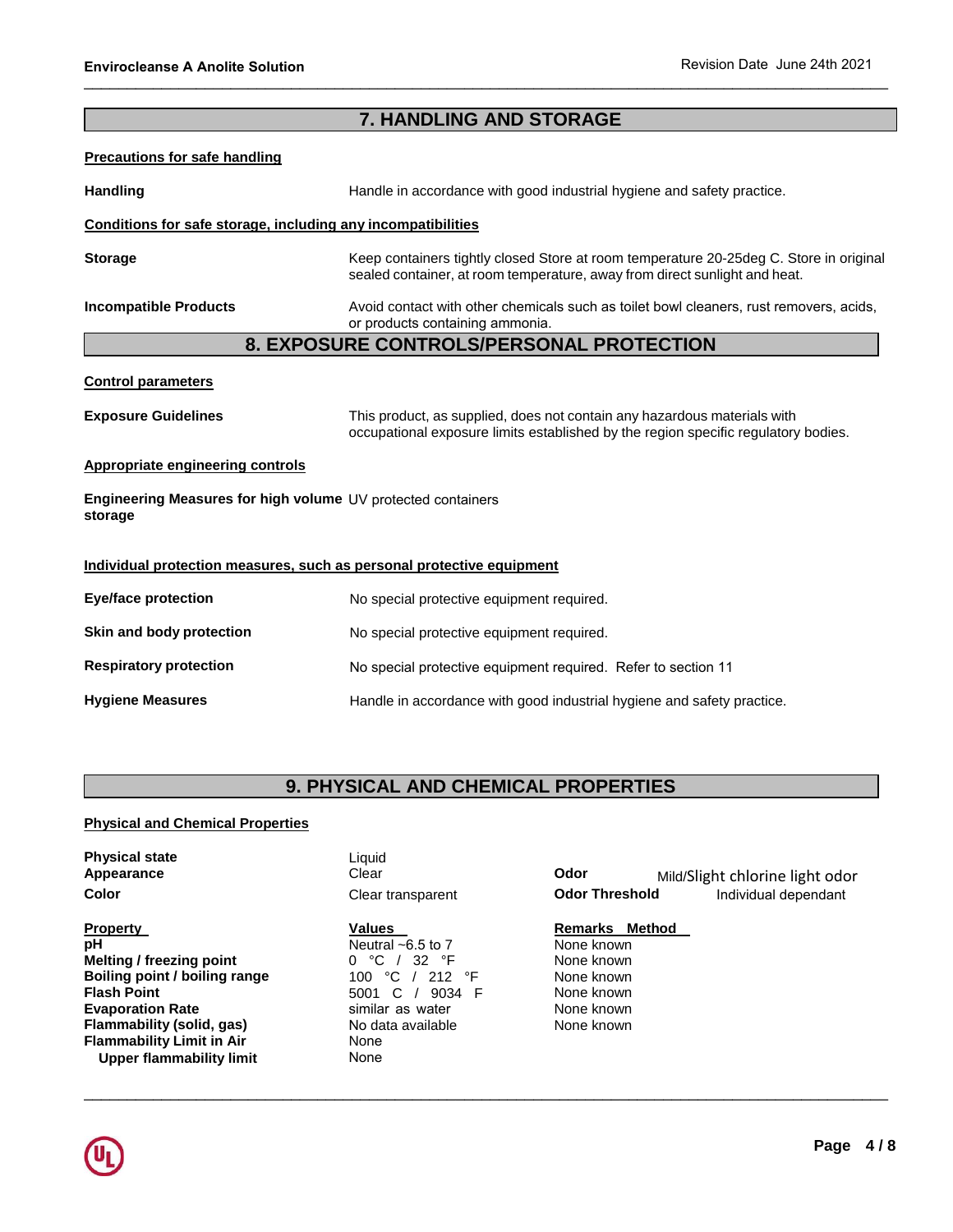## 7. HANDLING AND STORAGE

**Precautions for safe handling**

**Handling** Handle in accordance with good industrial hygiene and safety practice.

**Conditions for safe storage, including any incompatibilities**

**Storage** Keep containers tightly closed Store at room temperature 20-25deg C. Store in original sealed container, at room temperature, away from direct sunlight and heat.

**Incompatible Products** Avoid contact with other chemicals such as toilet bowl cleaners, rust removers, acids, or products containing ammonia.

## 8. EXPOSURE CONTROLS/PERSONAL PROTECTION

**Control parameters**

**Exposure Guidelines** This product, as supplied, does not contain any hazardous materials with occupational exposure limits established by the region specific regulatory bodies.

**Appropriate engineering controls**

**Engineering Measures for high volume storage** UV protected containers

**Individual protection measures, such as personal protective equipment**

**Eye/face protection** No special protective equipment required.

**Skin and body protection** No special protective equipment required.

**Respiratory protection** No special protective equipment required. Refer to section 11

**Hygiene Measures** Handle in accordance with good industrial hygiene and safety practice.

## 9. PHYSICAL AND CHEMICAL PROPERTIES

**Physical and Chemical Properties**

**Physical state** Liquid

**Appearance** Clear

**Color** Clear transparent

**Odor** Mild/Slight chlorine light odor

**Odor Threshold** Individual dependant

| Property | Values | Remarks Method |
|---|---|---|
| pH | Neutral ~6.5 to 7 | None known |
| Melting / freezing point | 0 °C / 32 °F | None known |
| Boiling point / boiling range | 100 °C / 212 °F | None known |
| Flash Point | 5001 C / 9034 F | None known |
| Evaporation Rate | similar as water | None known |
| Flammability (solid, gas) | No data available | None known |
| Flammability Limit in Air | None | |
| Upper flammability limit | None | |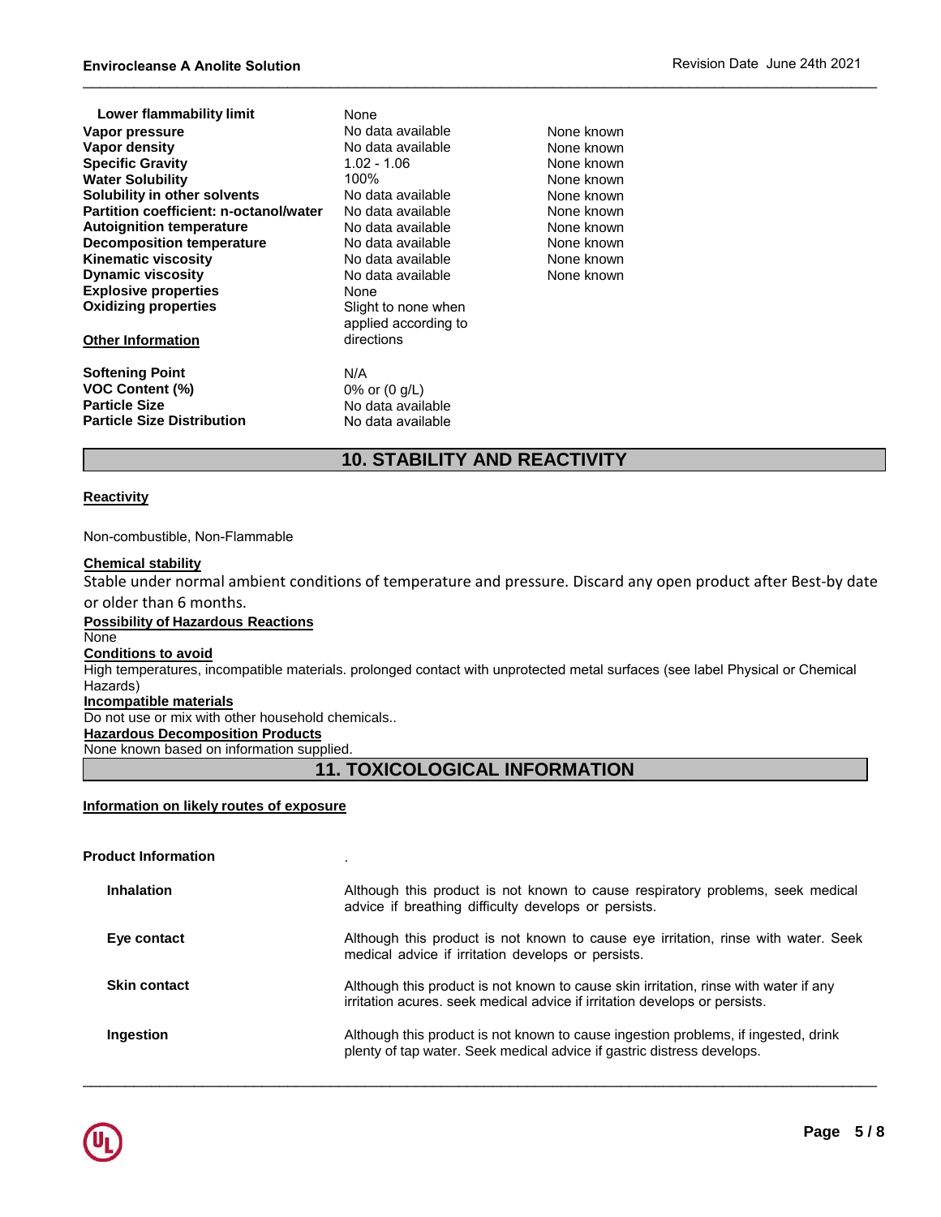| | | |
|---|---|---|
| **Lower flammability limit** | None | |
| **Vapor pressure** | No data available | None known |
| **Vapor density** | No data available | None known |
| **Specific Gravity** | 1.02 - 1.06 | None known |
| **Water Solubility** | 100% | None known |
| **Solubility in other solvents** | No data available | None known |
| **Partition coefficient: n-octanol/water** | No data available | None known |
| **Autoignition temperature** | No data available | None known |
| **Decomposition temperature** | No data available | None known |
| **Kinematic viscosity** | No data available | None known |
| **Dynamic viscosity** | No data available | None known |
| **Explosive properties** | None | |
| **Oxidizing properties** | Slight to none when applied according to directions | |

**Other Information**

| | |
|---|---|
| **Softening Point** | N/A |
| **VOC Content (%)** | 0% or (0 g/L) |
| **Particle Size** | No data available |
| **Particle Size Distribution** | No data available |

## 10. STABILITY AND REACTIVITY

**Reactivity**

Non-combustible, Non-Flammable

**Chemical stability**

Stable under normal ambient conditions of temperature and pressure. Discard any open product after Best-by date or older than 6 months.

**Possibility of Hazardous Reactions**

None

**Conditions to avoid**

High temperatures, incompatible materials. prolonged contact with unprotected metal surfaces (see label Physical or Chemical Hazards)

**Incompatible materials**

Do not use or mix with other household chemicals..

**Hazardous Decomposition Products**

None known based on information supplied.

## 11. TOXICOLOGICAL INFORMATION

**Information on likely routes of exposure**

**Product Information** .

| | |
|---|---|
| **Inhalation** | Although this product is not known to cause respiratory problems, seek medical advice if breathing difficulty develops or persists. |
| **Eye contact** | Although this product is not known to cause eye irritation, rinse with water. Seek medical advice if irritation develops or persists. |
| **Skin contact** | Although this product is not known to cause skin irritation, rinse with water if any irritation acures. seek medical advice if irritation develops or persists. |
| **Ingestion** | Although this product is not known to cause ingestion problems, if ingested, drink plenty of tap water. Seek medical advice if gastric distress develops. |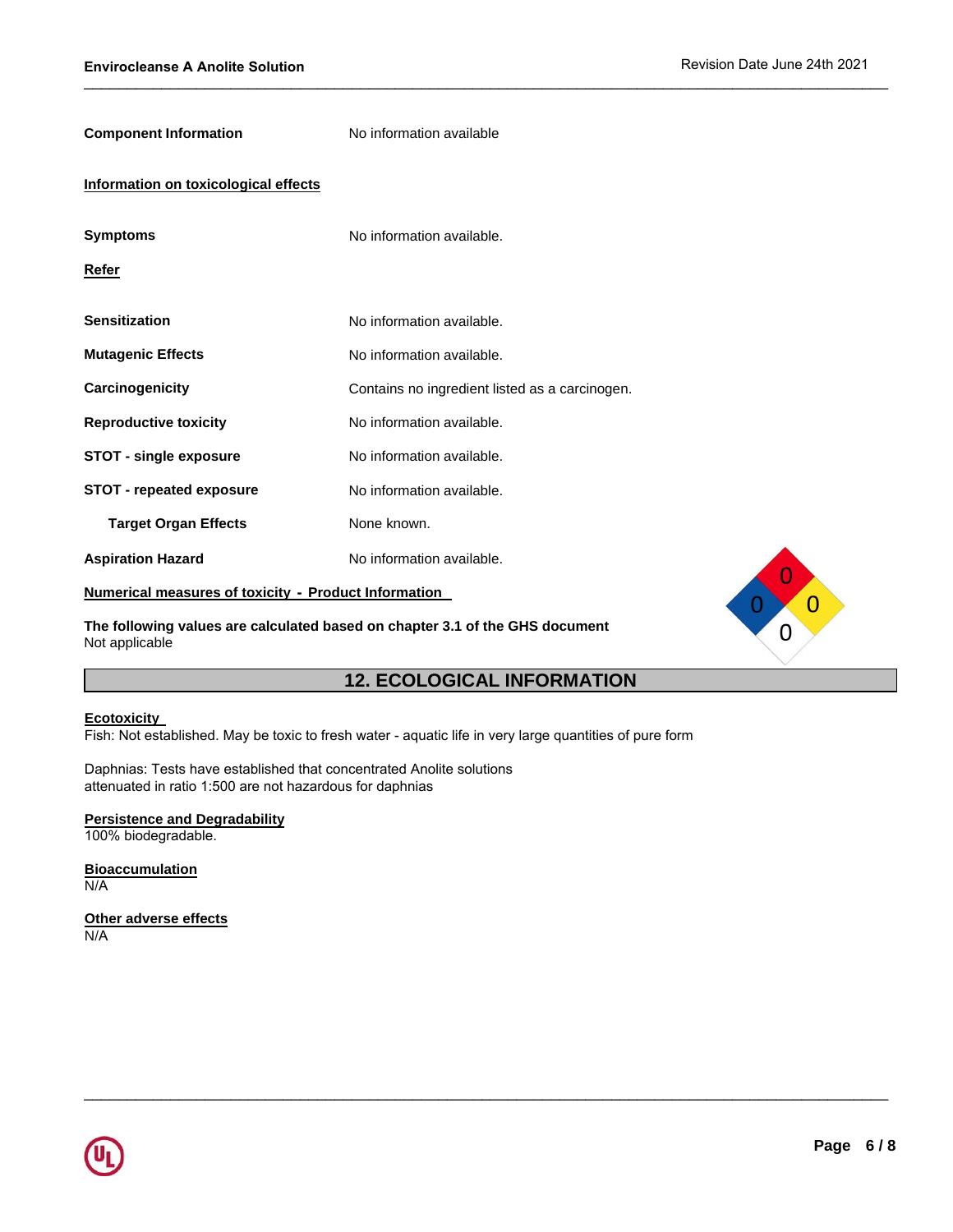**Component Information** No information available

**Information on toxicological effects**

**Symptoms** No information available.

**Refer**

**Sensitization** No information available.

**Mutagenic Effects** No information available.

**Carcinogenicity** Contains no ingredient listed as a carcinogen.

**Reproductive toxicity** No information available.

**STOT - single exposure** No information available.

**STOT - repeated exposure** No information available.

**Target Organ Effects** None known.

**Aspiration Hazard** No information available.

**Numerical measures of toxicity - Product Information**

**The following values are calculated based on chapter 3.1 of the GHS document**
Not applicable

## 12. ECOLOGICAL INFORMATION

**Ecotoxicity**
Fish: Not established. May be toxic to fresh water - aquatic life in very large quantities of pure form

Daphnias: Tests have established that concentrated Anolite solutions
attenuated in ratio 1:500 are not hazardous for daphnias

**Persistence and Degradability**
100% biodegradable.

**Bioaccumulation**
N/A

**Other adverse effects**
N/A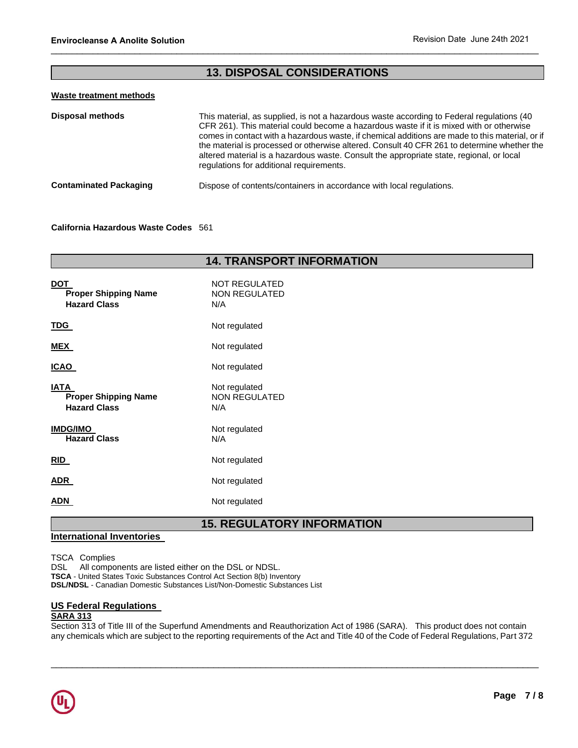## 13. DISPOSAL CONSIDERATIONS

**Waste treatment methods**

| | |
|---|---|
| **Disposal methods** | This material, as supplied, is not a hazardous waste according to Federal regulations (40 CFR 261). This material could become a hazardous waste if it is mixed with or otherwise comes in contact with a hazardous waste, if chemical additions are made to this material, or if the material is processed or otherwise altered. Consult 40 CFR 261 to determine whether the altered material is a hazardous waste. Consult the appropriate state, regional, or local regulations for additional requirements. |
| **Contaminated Packaging** | Dispose of contents/containers in accordance with local regulations. |

**California Hazardous Waste Codes** 561

## 14. TRANSPORT INFORMATION

| | |
|---|---|
| **DOT** | NOT REGULATED |
| **Proper Shipping Name** | NON REGULATED |
| **Hazard Class** | N/A |
| **TDG** | Not regulated |
| **MEX** | Not regulated |
| **ICAO** | Not regulated |
| **IATA** | Not regulated |
| **Proper Shipping Name** | NON REGULATED |
| **Hazard Class** | N/A |
| **IMDG/IMO** | Not regulated |
| **Hazard Class** | N/A |
| **RID** | Not regulated |
| **ADR** | Not regulated |
| **ADN** | Not regulated |

## 15. REGULATORY INFORMATION

**International Inventories**

TSCA Complies
DSL All components are listed either on the DSL or NDSL.
**TSCA** - United States Toxic Substances Control Act Section 8(b) Inventory
**DSL/NDSL** - Canadian Domestic Substances List/Non-Domestic Substances List

**US Federal Regulations**

**SARA 313**

Section 313 of Title III of the Superfund Amendments and Reauthorization Act of 1986 (SARA). This product does not contain any chemicals which are subject to the reporting requirements of the Act and Title 40 of the Code of Federal Regulations, Part 372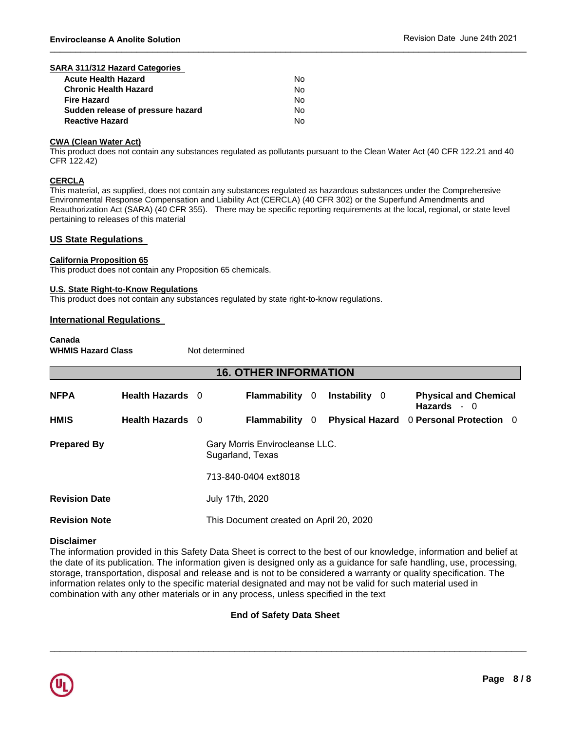**SARA 311/312 Hazard Categories**

| | |
|---|---|
| **Acute Health Hazard** | No |
| **Chronic Health Hazard** | No |
| **Fire Hazard** | No |
| **Sudden release of pressure hazard** | No |
| **Reactive Hazard** | No |

**CWA (Clean Water Act)**

This product does not contain any substances regulated as pollutants pursuant to the Clean Water Act (40 CFR 122.21 and 40 CFR 122.42)

**CERCLA**

This material, as supplied, does not contain any substances regulated as hazardous substances under the Comprehensive Environmental Response Compensation and Liability Act (CERCLA) (40 CFR 302) or the Superfund Amendments and Reauthorization Act (SARA) (40 CFR 355). There may be specific reporting requirements at the local, regional, or state level pertaining to releases of this material

**US State Regulations**

**California Proposition 65**

This product does not contain any Proposition 65 chemicals.

**U.S. State Right-to-Know Regulations**

This product does not contain any substances regulated by state right-to-know regulations.

**International Regulations**

**Canada**

**WHMIS Hazard Class** Not determined

## 16. OTHER INFORMATION

| | | | | |
|---|---|---|---|---|
| **NFPA** | **Health Hazards** 0 | **Flammability** 0 | **Instability** 0 | **Physical and Chemical Hazards** - 0 |
| **HMIS** | **Health Hazards** 0 | **Flammability** 0 | **Physical Hazard** 0 | **Personal Protection** 0 |

**Prepared By** Gary Morris Envirocleanse LLC.
Sugarland, Texas

713-840-0404 ext8018

**Revision Date** July 17th, 2020

**Revision Note** This Document created on April 20, 2020

**Disclaimer**

The information provided in this Safety Data Sheet is correct to the best of our knowledge, information and belief at the date of its publication. The information given is designed only as a guidance for safe handling, use, processing, storage, transportation, disposal and release and is not to be considered a warranty or quality specification. The information relates only to the specific material designated and may not be valid for such material used in combination with any other materials or in any process, unless specified in the text

**End of Safety Data Sheet**